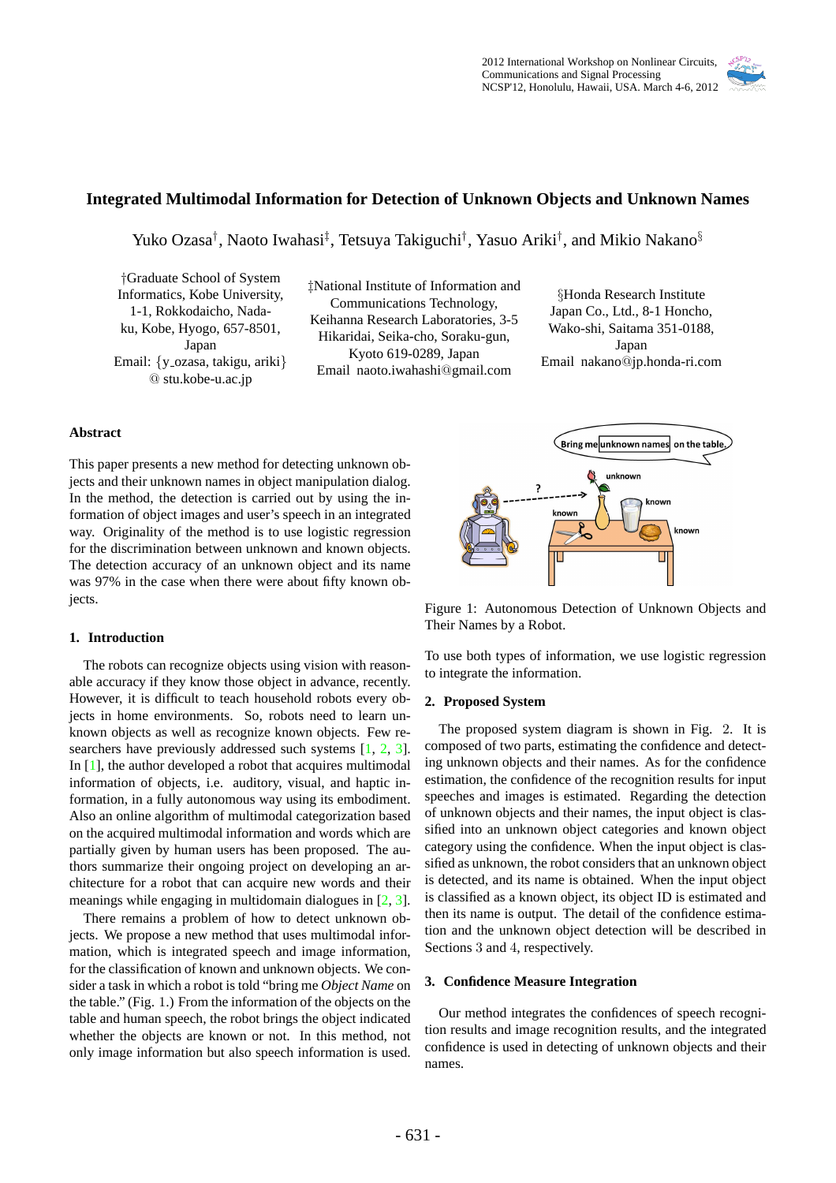# Integrated Multimodal Information for Detection of Unknown Objects and Unknown Names

Yuko Ozasa†, Naoto Iwahasi‡, Tetsuya Takiguchi†, Yasuo Ariki†, and Mikio Nakano§

†Graduate School of System Informatics, Kobe University, 1-1, Rokkodaicho, Nada-ku, Kobe, Hyogo, 657-8501, Japan
Email: {y_ozasa, takigu, ariki} @ stu.kobe-u.ac.jp

‡National Institute of Information and Communications Technology, Keihanna Research Laboratories, 3-5 Hikaridai, Seika-cho, Soraku-gun, Kyoto 619-0289, Japan
Email naoto.iwahashi@gmail.com

§Honda Research Institute Japan Co., Ltd., 8-1 Honcho, Wako-shi, Saitama 351-0188, Japan
Email nakano@jp.honda-ri.com

## Abstract

This paper presents a new method for detecting unknown objects and their unknown names in object manipulation dialog. In the method, the detection is carried out by using the information of object images and user's speech in an integrated way. Originality of the method is to use logistic regression for the discrimination between unknown and known objects. The detection accuracy of an unknown object and its name was 97% in the case when there were about fifty known objects.

## 1. Introduction

The robots can recognize objects using vision with reasonable accuracy if they know those object in advance, recently. However, it is difficult to teach household robots every objects in home environments. So, robots need to learn unknown objects as well as recognize known objects. Few researchers have previously addressed such systems [1, 2, 3]. In [1], the author developed a robot that acquires multimodal information of objects, i.e. auditory, visual, and haptic information, in a fully autonomous way using its embodiment. Also an online algorithm of multimodal categorization based on the acquired multimodal information and words which are partially given by human users has been proposed. The authors summarize their ongoing project on developing an architecture for a robot that can acquire new words and their meanings while engaging in multidomain dialogues in [2, 3].

There remains a problem of how to detect unknown objects. We propose a new method that uses multimodal information, which is integrated speech and image information, for the classification of known and unknown objects. We consider a task in which a robot is told "bring me *Object Name* on the table." (Fig. 1.) From the information of the objects on the table and human speech, the robot brings the object indicated whether the objects are known or not. In this method, not only image information but also speech information is used.

Figure 1: Autonomous Detection of Unknown Objects and Their Names by a Robot.

To use both types of information, we use logistic regression to integrate the information.

## 2. Proposed System

The proposed system diagram is shown in Fig. 2. It is composed of two parts, estimating the confidence and detecting unknown objects and their names. As for the confidence estimation, the confidence of the recognition results for input speeches and images is estimated. Regarding the detection of unknown objects and their names, the input object is classified into an unknown object categories and known object category using the confidence. When the input object is classified as unknown, the robot considers that an unknown object is detected, and its name is obtained. When the input object is classified as a known object, its object ID is estimated and then its name is output. The detail of the confidence estimation and the unknown object detection will be described in Sections 3 and 4, respectively.

## 3. Confidence Measure Integration

Our method integrates the confidences of speech recognition results and image recognition results, and the integrated confidence is used in detecting of unknown objects and their names.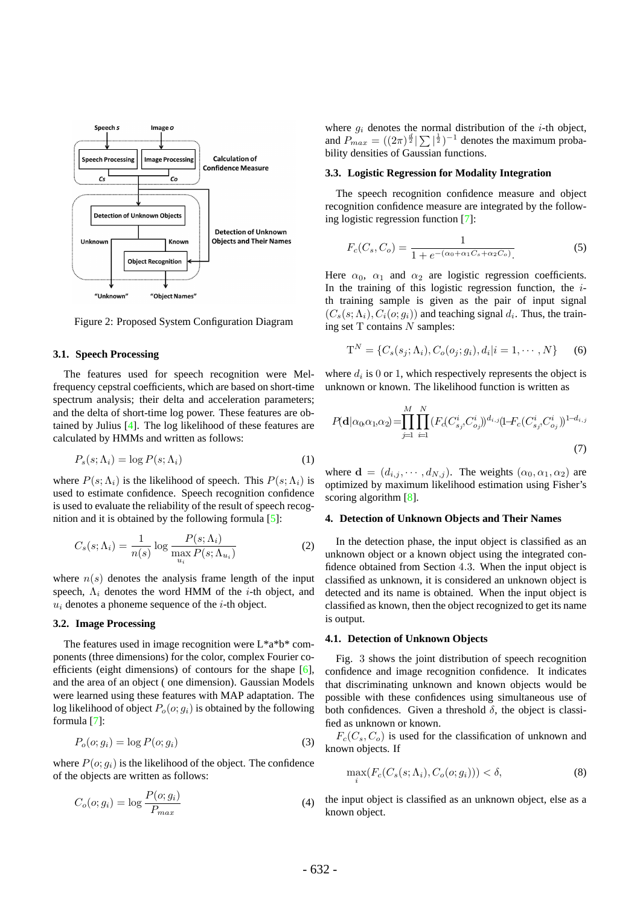Figure 2: Proposed System Configuration Diagram

### 3.1. Speech Processing

The features used for speech recognition were Mel-frequency cepstral coefficients, which are based on short-time spectrum analysis; their delta and acceleration parameters; and the delta of short-time log power. These features are obtained by Julius [4]. The log likelihood of these features are calculated by HMMs and written as follows:

$$P_s(s;\Lambda_i) = \log P(s;\Lambda_i) \tag{1}$$

where $P(s;\Lambda_i)$ is the likelihood of speech. This $P(s;\Lambda_i)$ is used to estimate confidence. Speech recognition confidence is used to evaluate the reliability of the result of speech recognition and it is obtained by the following formula [5]:

$$C_s(s;\Lambda_i) = \frac{1}{n(s)} \log \frac{P(s;\Lambda_i)}{\max_{u_i} P(s;\Lambda_{u_i})} \tag{2}$$

where $n(s)$ denotes the analysis frame length of the input speech, $\Lambda_i$ denotes the word HMM of the $i$-th object, and $u_i$ denotes a phoneme sequence of the $i$-th object.

### 3.2. Image Processing

The features used in image recognition were L*a*b* components (three dimensions) for the color, complex Fourier coefficients (eight dimensions) of contours for the shape [6], and the area of an object ( one dimension). Gaussian Models were learned using these features with MAP adaptation. The log likelihood of object $P_o(o;g_i)$ is obtained by the following formula [7]:

$$P_o(o;g_i) = \log P(o;g_i) \tag{3}$$

where $P(o;g_i)$ is the likelihood of the object. The confidence of the objects are written as follows:

$$C_o(o;g_i) = \log \frac{P(o;g_i)}{P_{max}} \tag{4}$$

where $g_i$ denotes the normal distribution of the $i$-th object, and $P_{max} = ((2\pi)^{\frac{d}{2}} |\sum|^{\frac{1}{2}})^{-1}$ denotes the maximum probability densities of Gaussian functions.

### 3.3. Logistic Regression for Modality Integration

The speech recognition confidence measure and object recognition confidence measure are integrated by the following logistic regression function [7]:

$$F_c(C_s, C_o) = \frac{1}{1 + e^{-(\alpha_0 + \alpha_1 C_s + \alpha_2 C_o)}}. \tag{5}$$

Here $\alpha_0$, $\alpha_1$ and $\alpha_2$ are logistic regression coefficients. In the training of this logistic regression function, the $i$-th training sample is given as the pair of input signal $(C_s(s;\Lambda_i), C_i(o;g_i))$ and teaching signal $d_i$. Thus, the training set T contains $N$ samples:

$$\mathrm{T}^N = \{C_s(s_j;\Lambda_i), C_o(o_j;g_i), d_i | i = 1, \cdots, N\} \tag{6}$$

where $d_i$ is 0 or 1, which respectively represents the object is unknown or known. The likelihood function is written as

$$P(\mathbf{d}|\alpha_0,\alpha_1,\alpha_2) = \prod_{j=1}^{M} \prod_{i=1}^{N} (F_c(C^i_{s_j}, C^i_{o_j}))^{d_{i,j}} (1 - F_c(C^i_{s_j}, C^i_{o_j}))^{1-d_{i,j}} \tag{7}$$

where $\mathbf{d} = (d_{i,j}, \cdots, d_{N,j})$. The weights $(\alpha_0, \alpha_1, \alpha_2)$ are optimized by maximum likelihood estimation using Fisher's scoring algorithm [8].

## 4. Detection of Unknown Objects and Their Names

In the detection phase, the input object is classified as an unknown object or a known object using the integrated confidence obtained from Section 4.3. When the input object is classified as unknown, it is considered an unknown object is detected and its name is obtained. When the input object is classified as known, then the object recognized to get its name is output.

### 4.1. Detection of Unknown Objects

Fig. 3 shows the joint distribution of speech recognition confidence and image recognition confidence. It indicates that discriminating unknown and known objects would be possible with these confidences using simultaneous use of both confidences. Given a threshold $\delta$, the object is classified as unknown or known.

$F_c(C_s, C_o)$ is used for the classification of unknown and known objects. If

$$\max_i (F_c(C_s(s;\Lambda_i), C_o(o;g_i))) < \delta, \tag{8}$$

the input object is classified as an unknown object, else as a known object.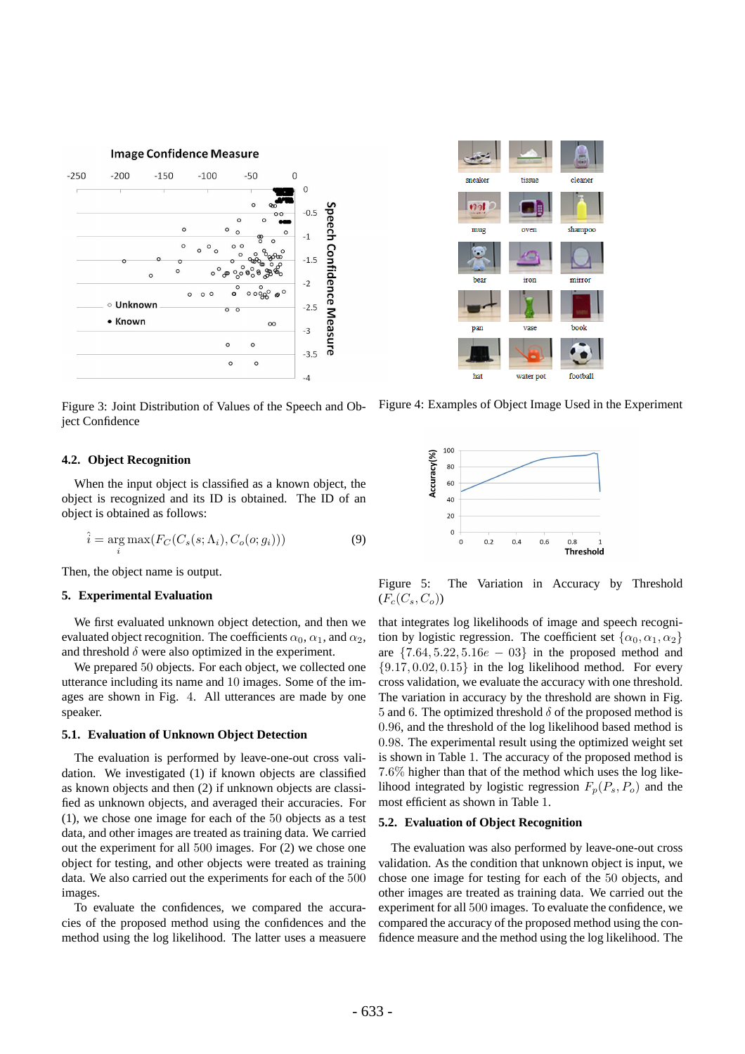Figure 3: Joint Distribution of Values of the Speech and Object Confidence

Figure 4: Examples of Object Image Used in the Experiment

### 4.2. Object Recognition

When the input object is classified as a known object, the object is recognized and its ID is obtained. The ID of an object is obtained as follows:

$$\hat{i} = \arg\max_i (F_C(C_s(s; \Lambda_i), C_o(o; g_i))) \quad (9)$$

Then, the object name is output.

## 5. Experimental Evaluation

We first evaluated unknown object detection, and then we evaluated object recognition. The coefficients $\alpha_0$, $\alpha_1$, and $\alpha_2$, and threshold $\delta$ were also optimized in the experiment.

We prepared 50 objects. For each object, we collected one utterance including its name and 10 images. Some of the images are shown in Fig. 4. All utterances are made by one speaker.

### 5.1. Evaluation of Unknown Object Detection

The evaluation is performed by leave-one-out cross validation. We investigated (1) if known objects are classified as known objects and then (2) if unknown objects are classified as unknown objects, and averaged their accuracies. For (1), we chose one image for each of the 50 objects as a test data, and other images are treated as training data. We carried out the experiment for all 500 images. For (2) we chose one object for testing, and other objects were treated as training data. We also carried out the experiments for each of the 500 images.

To evaluate the confidences, we compared the accuracies of the proposed method using the confidences and the method using the log likelihood. The latter uses a measuere that integrates log likelihoods of image and speech recognition by logistic regression. The coefficient set $\{\alpha_0, \alpha_1, \alpha_2\}$ are $\{7.64, 5.22, 5.16e-03\}$ in the proposed method and $\{9.17, 0.02, 0.15\}$ in the log likelihood method. For every cross validation, we evaluate the accuracy with one threshold. The variation in accuracy by the threshold are shown in Fig. 5 and 6. The optimized threshold $\delta$ of the proposed method is 0.96, and the threshold of the log likelihood based method is 0.98. The experimental result using the optimized weight set is shown in Table 1. The accuracy of the proposed method is 7.6% higher than that of the method which uses the log likelihood integrated by logistic regression $F_p(P_s, P_o)$ and the most efficient as shown in Table 1.

Figure 5: The Variation in Accuracy by Threshold ($F_c(C_s, C_o)$)

### 5.2. Evaluation of Object Recognition

The evaluation was also performed by leave-one-out cross validation. As the condition that unknown object is input, we chose one image for testing for each of the 50 objects, and other images are treated as training data. We carried out the experiment for all 500 images. To evaluate the confidence, we compared the accuracy of the proposed method using the confidence measure and the method using the log likelihood. The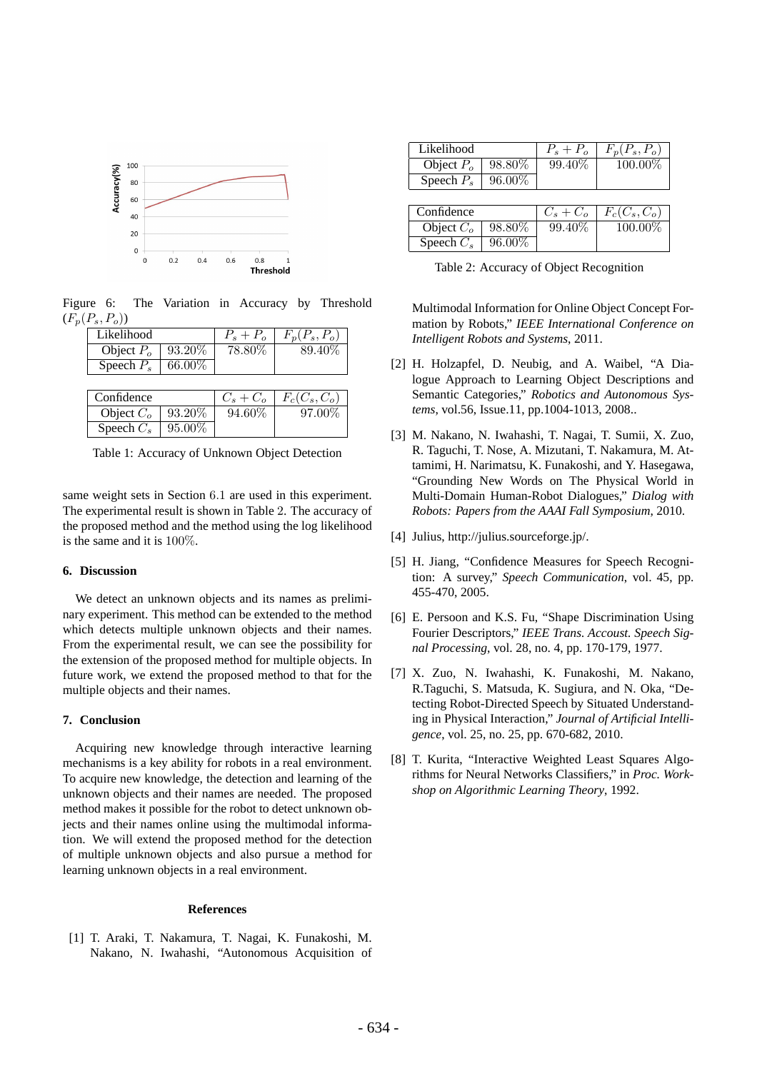Accuracy(%)
100
80
60
40
20
0
0
0.2
0.4
0.6
0.8
1
Threshold

Figure 6: The Variation in Accuracy by Threshold ($F_p(P_s, P_o)$)

| Likelihood | | $P_s + P_o$ | $F_p(P_s, P_o)$ |
|---|---|---|---|
| Object $P_o$ | $93.20\%$ | $78.80\%$ | $89.40\%$ |
| Speech $P_s$ | $66.00\%$ | | |

| Confidence | | $C_s + C_o$ | $F_c(C_s, C_o)$ |
|---|---|---|---|
| Object $C_o$ | $93.20\%$ | $94.60\%$ | $97.00\%$ |
| Speech $C_s$ | $95.00\%$ | | |

Table 1: Accuracy of Unknown Object Detection

same weight sets in Section 6.1 are used in this experiment. The experimental result is shown in Table 2. The accuracy of the proposed method and the method using the log likelihood is the same and it is $100\%$.

### 6. Discussion

We detect an unknown objects and its names as preliminary experiment. This method can be extended to the method which detects multiple unknown objects and their names. From the experimental result, we can see the possibility for the extension of the proposed method for multiple objects. In future work, we extend the proposed method to that for the multiple objects and their names.

### 7. Conclusion

Acquiring new knowledge through interactive learning mechanisms is a key ability for robots in a real environment. To acquire new knowledge, the detection and learning of the unknown objects and their names are needed. The proposed method makes it possible for the robot to detect unknown objects and their names online using the multimodal information. We will extend the proposed method for the detection of multiple unknown objects and also pursue a method for learning unknown objects in a real environment.

| Likelihood | | $P_s + P_o$ | $F_p(P_s, P_o)$ |
|---|---|---|---|
| Object $P_o$ | $98.80\%$ | $99.40\%$ | $100.00\%$ |
| Speech $P_s$ | $96.00\%$ | | |

| Confidence | | $C_s + C_o$ | $F_c(C_s, C_o)$ |
|---|---|---|---|
| Object $C_o$ | $98.80\%$ | $99.40\%$ | $100.00\%$ |
| Speech $C_s$ | $96.00\%$ | | |

Table 2: Accuracy of Object Recognition

## References

[1] T. Araki, T. Nakamura, T. Nagai, K. Funakoshi, M. Nakano, N. Iwahashi, "Autonomous Acquisition of Multimodal Information for Online Object Concept Formation by Robots," *IEEE International Conference on Intelligent Robots and Systems*, 2011.

[2] H. Holzapfel, D. Neubig, and A. Waibel, "A Dialogue Approach to Learning Object Descriptions and Semantic Categories," *Robotics and Autonomous Systems*, vol.56, Issue.11, pp.1004-1013, 2008..

[3] M. Nakano, N. Iwahashi, T. Nagai, T. Sumii, X. Zuo, R. Taguchi, T. Nose, A. Mizutani, T. Nakamura, M. Attamimi, H. Narimatsu, K. Funakoshi, and Y. Hasegawa, "Grounding New Words on The Physical World in Multi-Domain Human-Robot Dialogues," *Dialog with Robots: Papers from the AAAI Fall Symposium*, 2010.

[4] Julius, http://julius.sourceforge.jp/.

[5] H. Jiang, "Confidence Measures for Speech Recognition: A survey," *Speech Communication*, vol. 45, pp. 455-470, 2005.

[6] E. Persoon and K.S. Fu, "Shape Discrimination Using Fourier Descriptors," *IEEE Trans. Accoust. Speech Signal Processing*, vol. 28, no. 4, pp. 170-179, 1977.

[7] X. Zuo, N. Iwahashi, K. Funakoshi, M. Nakano, R.Taguchi, S. Matsuda, K. Sugiura, and N. Oka, "Detecting Robot-Directed Speech by Situated Understanding in Physical Interaction," *Journal of Artificial Intelligence*, vol. 25, no. 25, pp. 670-682, 2010.

[8] T. Kurita, "Interactive Weighted Least Squares Algorithms for Neural Networks Classifiers," in *Proc. Workshop on Algorithmic Learning Theory*, 1992.